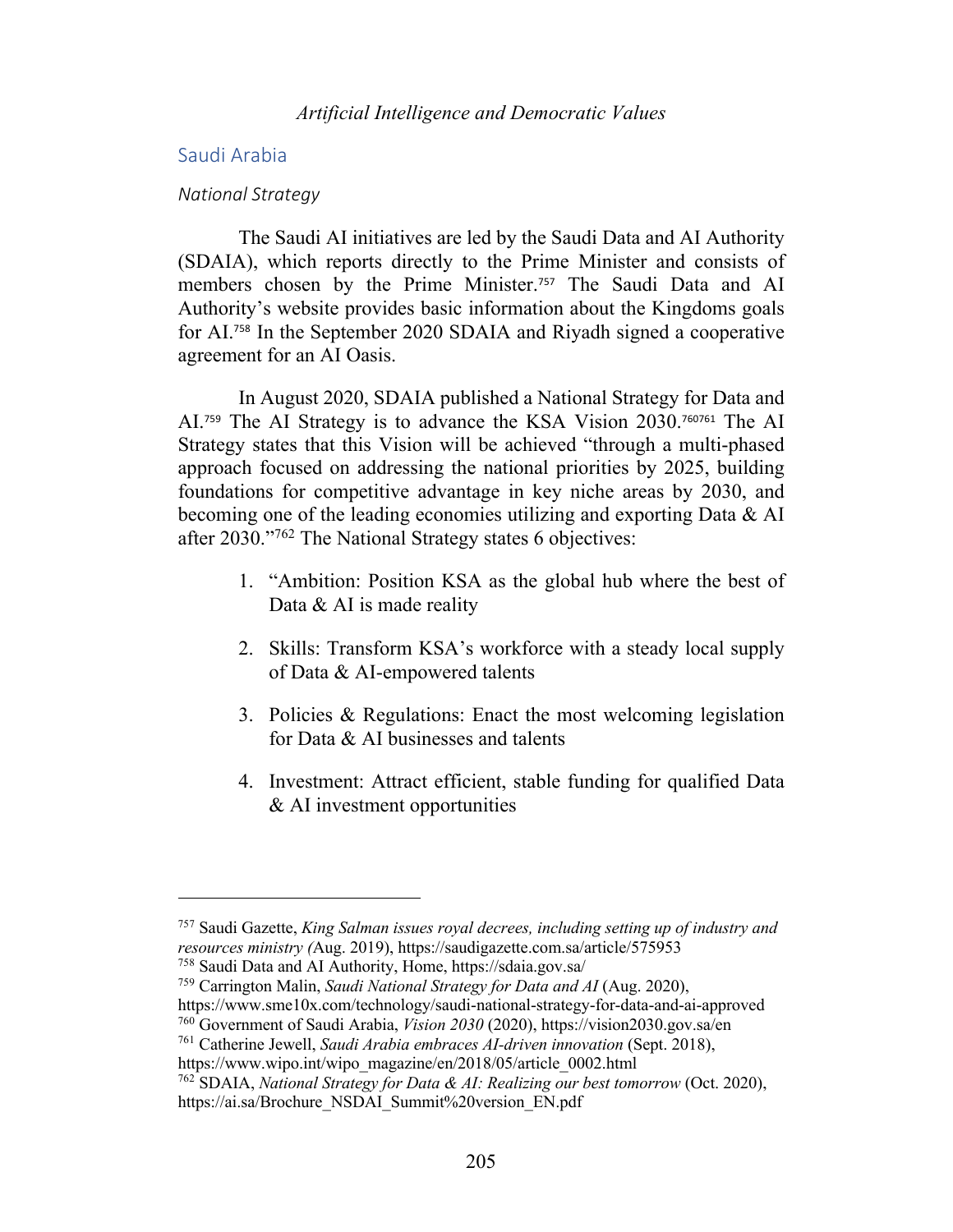## Saudi Arabia

### *National Strategy*

The Saudi AI initiatives are led by the Saudi Data and AI Authority (SDAIA), which reports directly to the Prime Minister and consists of members chosen by the Prime Minister.[757] The Saudi Data and AI Authority's website provides basic information about the Kingdoms goals for AI.[758] In the September 2020 SDAIA and Riyadh signed a cooperative agreement for an AI Oasis.

In August 2020, SDAIA published a National Strategy for Data and AI.[759] The AI Strategy is to advance the KSA Vision 2030.[760][761] The AI Strategy states that this Vision will be achieved "through a multi-phased approach focused on addressing the national priorities by 2025, building foundations for competitive advantage in key niche areas by 2030, and becoming one of the leading economies utilizing and exporting Data & AI after 2030."[762] The National Strategy states 6 objectives:

1. "Ambition: Position KSA as the global hub where the best of Data & AI is made reality
2. Skills: Transform KSA's workforce with a steady local supply of Data & AI-empowered talents
3. Policies & Regulations: Enact the most welcoming legislation for Data & AI businesses and talents
4. Investment: Attract efficient, stable funding for qualified Data & AI investment opportunities

---

[757] Saudi Gazette, *King Salman issues royal decrees, including setting up of industry and resources ministry (*Aug. 2019), https://saudigazette.com.sa/article/575953

[758] Saudi Data and AI Authority, Home, https://sdaia.gov.sa/

[759] Carrington Malin, *Saudi National Strategy for Data and AI* (Aug. 2020), https://www.sme10x.com/technology/saudi-national-strategy-for-data-and-ai-approved

[760] Government of Saudi Arabia, *Vision 2030* (2020), https://vision2030.gov.sa/en

[761] Catherine Jewell, *Saudi Arabia embraces AI-driven innovation* (Sept. 2018), https://www.wipo.int/wipo_magazine/en/2018/05/article_0002.html

[762] SDAIA, *National Strategy for Data & AI: Realizing our best tomorrow* (Oct. 2020), https://ai.sa/Brochure_NSDAI_Summit%20version_EN.pdf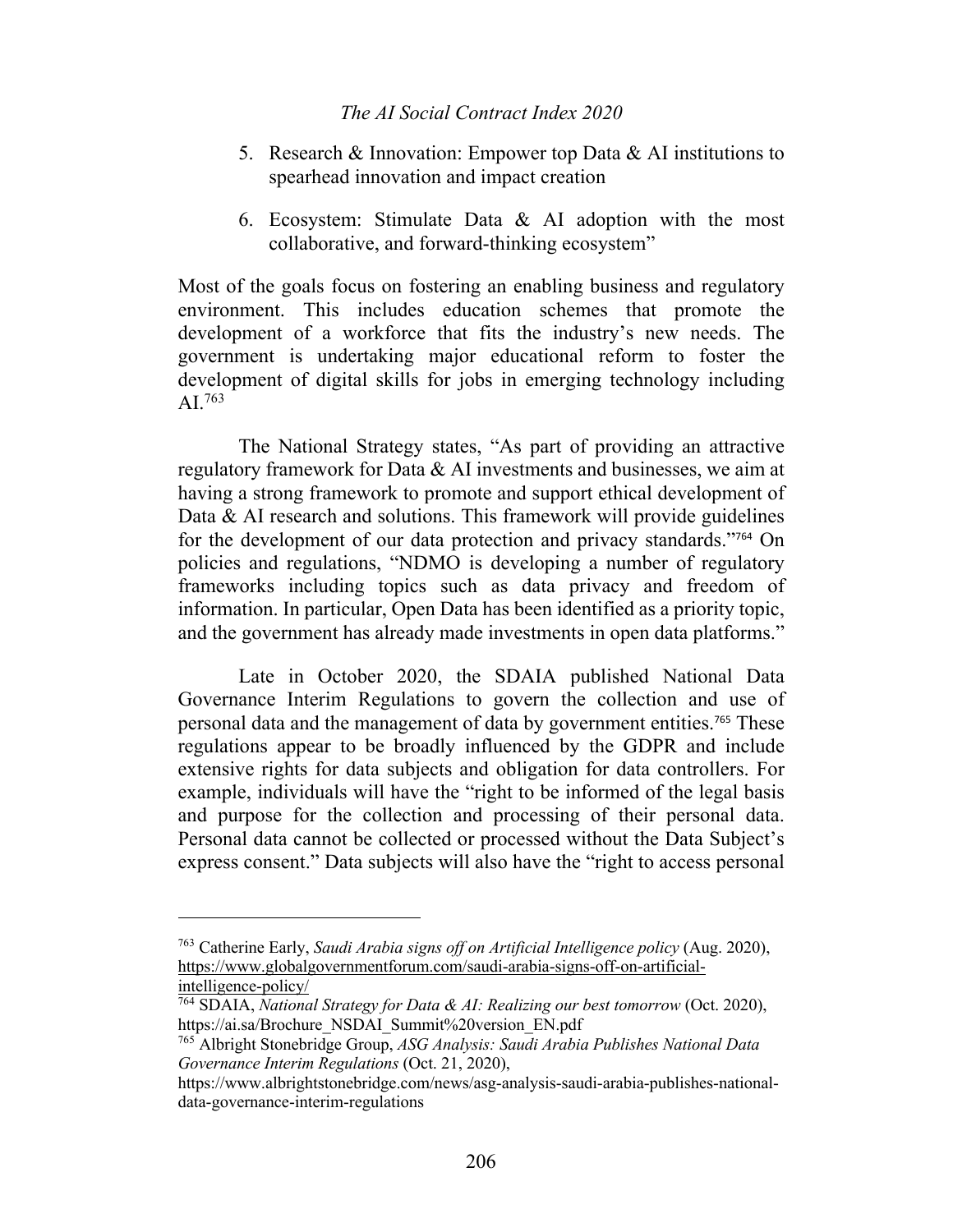5. Research & Innovation: Empower top Data & AI institutions to spearhead innovation and impact creation

6. Ecosystem: Stimulate Data & AI adoption with the most collaborative, and forward-thinking ecosystem"

Most of the goals focus on fostering an enabling business and regulatory environment. This includes education schemes that promote the development of a workforce that fits the industry's new needs. The government is undertaking major educational reform to foster the development of digital skills for jobs in emerging technology including AI.[763]

The National Strategy states, "As part of providing an attractive regulatory framework for Data & AI investments and businesses, we aim at having a strong framework to promote and support ethical development of Data & AI research and solutions. This framework will provide guidelines for the development of our data protection and privacy standards."[764] On policies and regulations, "NDMO is developing a number of regulatory frameworks including topics such as data privacy and freedom of information. In particular, Open Data has been identified as a priority topic, and the government has already made investments in open data platforms."

Late in October 2020, the SDAIA published National Data Governance Interim Regulations to govern the collection and use of personal data and the management of data by government entities.[765] These regulations appear to be broadly influenced by the GDPR and include extensive rights for data subjects and obligation for data controllers. For example, individuals will have the "right to be informed of the legal basis and purpose for the collection and processing of their personal data. Personal data cannot be collected or processed without the Data Subject's express consent." Data subjects will also have the "right to access personal

---

[763] Catherine Early, *Saudi Arabia signs off on Artificial Intelligence policy* (Aug. 2020), https://www.globalgovernmentforum.com/saudi-arabia-signs-off-on-artificial-intelligence-policy/

[764] SDAIA, *National Strategy for Data & AI: Realizing our best tomorrow* (Oct. 2020), https://ai.sa/Brochure_NSDAI_Summit%20version_EN.pdf

[765] Albright Stonebridge Group, *ASG Analysis: Saudi Arabia Publishes National Data Governance Interim Regulations* (Oct. 21, 2020), https://www.albrightstonebridge.com/news/asg-analysis-saudi-arabia-publishes-national-data-governance-interim-regulations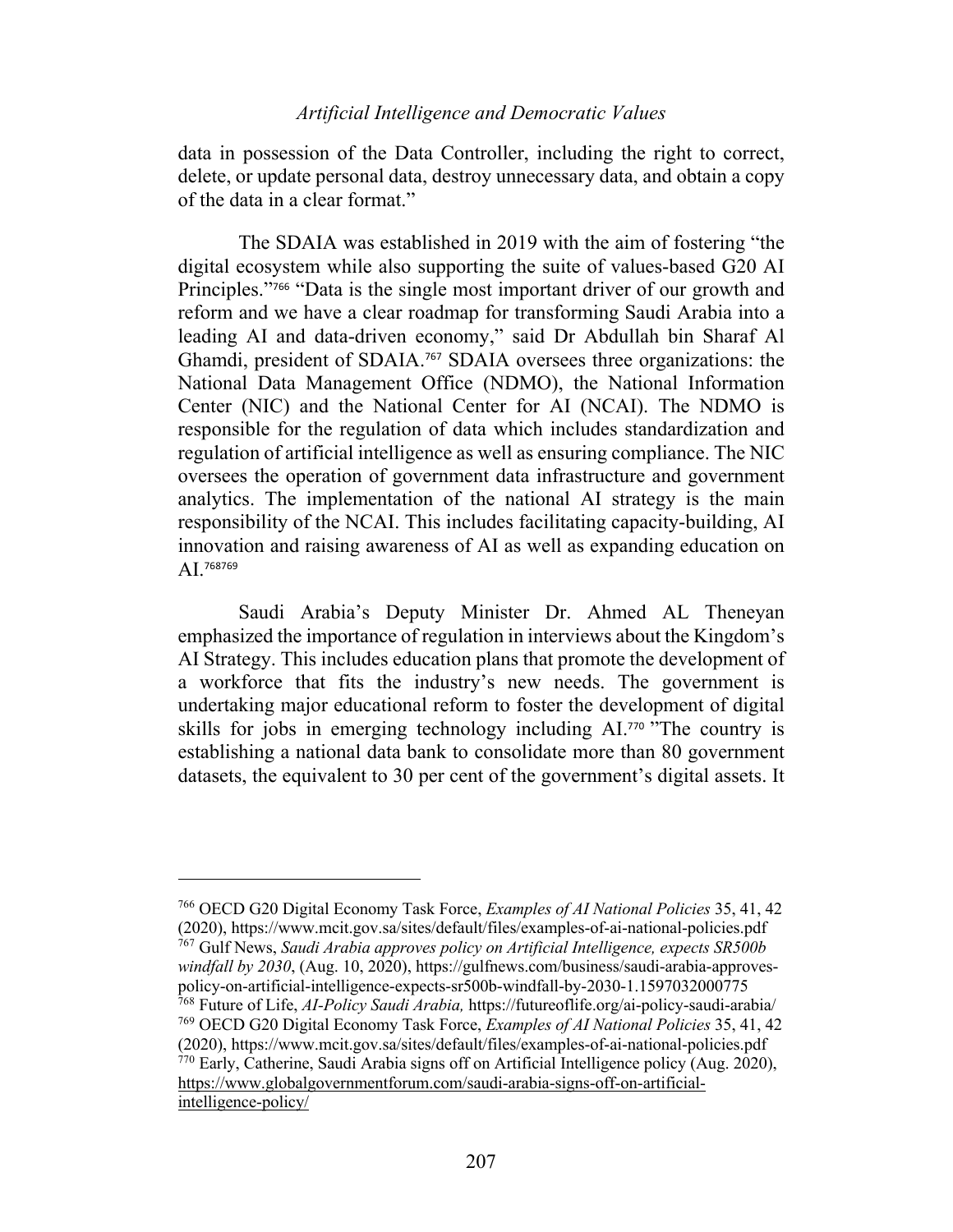data in possession of the Data Controller, including the right to correct, delete, or update personal data, destroy unnecessary data, and obtain a copy of the data in a clear format."

The SDAIA was established in 2019 with the aim of fostering "the digital ecosystem while also supporting the suite of values-based G20 AI Principles."[766] "Data is the single most important driver of our growth and reform and we have a clear roadmap for transforming Saudi Arabia into a leading AI and data-driven economy," said Dr Abdullah bin Sharaf Al Ghamdi, president of SDAIA.[767] SDAIA oversees three organizations: the National Data Management Office (NDMO), the National Information Center (NIC) and the National Center for AI (NCAI). The NDMO is responsible for the regulation of data which includes standardization and regulation of artificial intelligence as well as ensuring compliance. The NIC oversees the operation of government data infrastructure and government analytics. The implementation of the national AI strategy is the main responsibility of the NCAI. This includes facilitating capacity-building, AI innovation and raising awareness of AI as well as expanding education on AI.[768][769]

Saudi Arabia's Deputy Minister Dr. Ahmed AL Theneyan emphasized the importance of regulation in interviews about the Kingdom's AI Strategy. This includes education plans that promote the development of a workforce that fits the industry's new needs. The government is undertaking major educational reform to foster the development of digital skills for jobs in emerging technology including AI.[770] "The country is establishing a national data bank to consolidate more than 80 government datasets, the equivalent to 30 per cent of the government's digital assets. It

---

[766] OECD G20 Digital Economy Task Force, *Examples of AI National Policies* 35, 41, 42 (2020), https://www.mcit.gov.sa/sites/default/files/examples-of-ai-national-policies.pdf

[767] Gulf News, *Saudi Arabia approves policy on Artificial Intelligence, expects SR500b windfall by 2030*, (Aug. 10, 2020), https://gulfnews.com/business/saudi-arabia-approves-policy-on-artificial-intelligence-expects-sr500b-windfall-by-2030-1.1597032000775

[768] Future of Life, *AI-Policy Saudi Arabia,* https://futureoflife.org/ai-policy-saudi-arabia/

[769] OECD G20 Digital Economy Task Force, *Examples of AI National Policies* 35, 41, 42 (2020), https://www.mcit.gov.sa/sites/default/files/examples-of-ai-national-policies.pdf

[770] Early, Catherine, Saudi Arabia signs off on Artificial Intelligence policy (Aug. 2020), https://www.globalgovernmentforum.com/saudi-arabia-signs-off-on-artificial-intelligence-policy/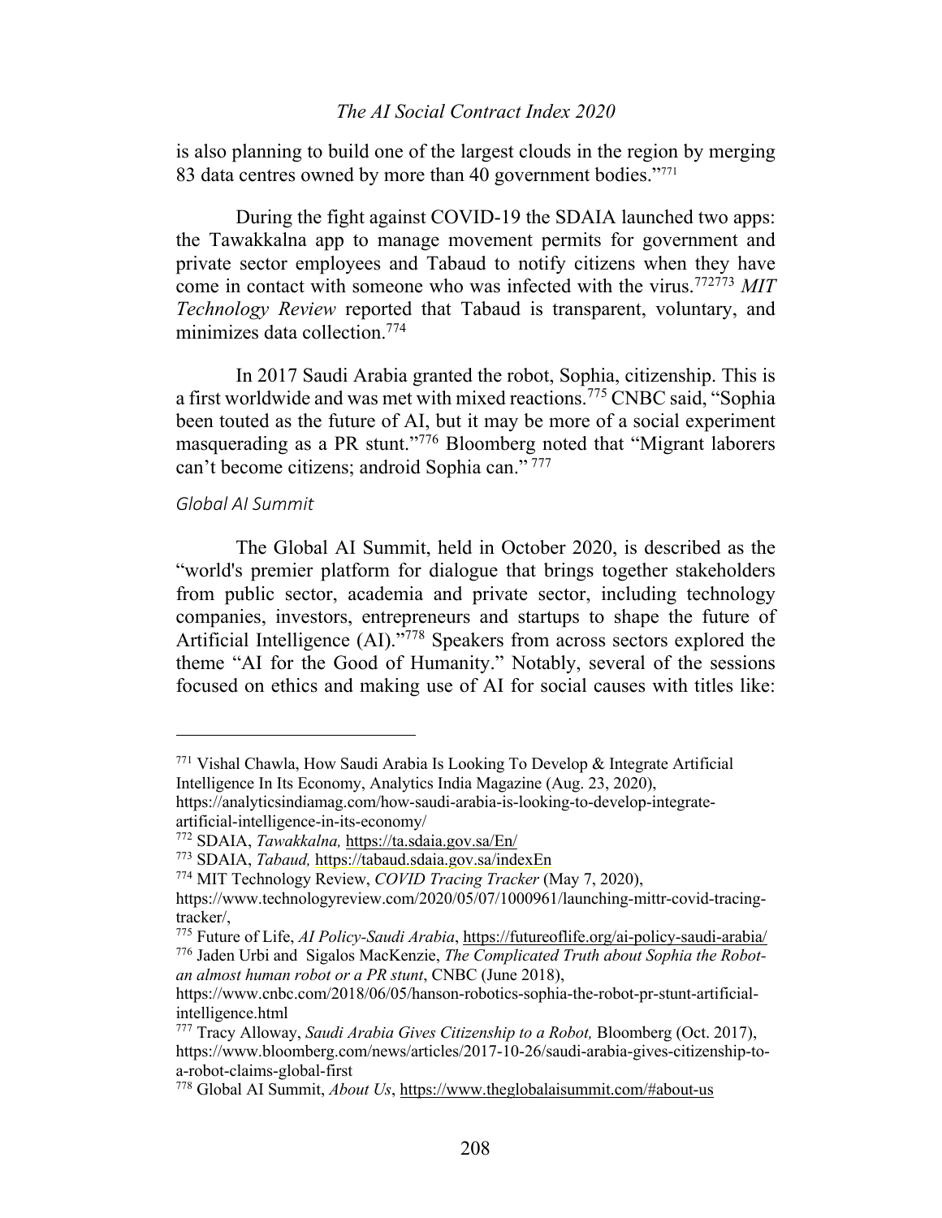is also planning to build one of the largest clouds in the region by merging 83 data centres owned by more than 40 government bodies."[771]

During the fight against COVID-19 the SDAIA launched two apps: the Tawakkalna app to manage movement permits for government and private sector employees and Tabaud to notify citizens when they have come in contact with someone who was infected with the virus.[772][773] *MIT Technology Review* reported that Tabaud is transparent, voluntary, and minimizes data collection.[774]

In 2017 Saudi Arabia granted the robot, Sophia, citizenship. This is a first worldwide and was met with mixed reactions.[775] CNBC said, "Sophia been touted as the future of AI, but it may be more of a social experiment masquerading as a PR stunt."[776] Bloomberg noted that "Migrant laborers can't become citizens; android Sophia can." [777]

*Global AI Summit*

The Global AI Summit, held in October 2020, is described as the "world's premier platform for dialogue that brings together stakeholders from public sector, academia and private sector, including technology companies, investors, entrepreneurs and startups to shape the future of Artificial Intelligence (AI)."[778] Speakers from across sectors explored the theme "AI for the Good of Humanity." Notably, several of the sessions focused on ethics and making use of AI for social causes with titles like:

---

[771] Vishal Chawla, How Saudi Arabia Is Looking To Develop & Integrate Artificial Intelligence In Its Economy, Analytics India Magazine (Aug. 23, 2020), https://analyticsindiamag.com/how-saudi-arabia-is-looking-to-develop-integrate-artificial-intelligence-in-its-economy/

[772] SDAIA, *Tawakkalna,* https://ta.sdaia.gov.sa/En/

[773] SDAIA, *Tabaud,* https://tabaud.sdaia.gov.sa/indexEn

[774] MIT Technology Review, *COVID Tracing Tracker* (May 7, 2020), https://www.technologyreview.com/2020/05/07/1000961/launching-mittr-covid-tracing-tracker/,

[775] Future of Life, *AI Policy-Saudi Arabia*, https://futureoflife.org/ai-policy-saudi-arabia/

[776] Jaden Urbi and Sigalos MacKenzie, *The Complicated Truth about Sophia the Robot-an almost human robot or a PR stunt*, CNBC (June 2018), https://www.cnbc.com/2018/06/05/hanson-robotics-sophia-the-robot-pr-stunt-artificial-intelligence.html

[777] Tracy Alloway, *Saudi Arabia Gives Citizenship to a Robot,* Bloomberg (Oct. 2017), https://www.bloomberg.com/news/articles/2017-10-26/saudi-arabia-gives-citizenship-to-a-robot-claims-global-first

[778] Global AI Summit, *About Us*, https://www.theglobalaisummit.com/#about-us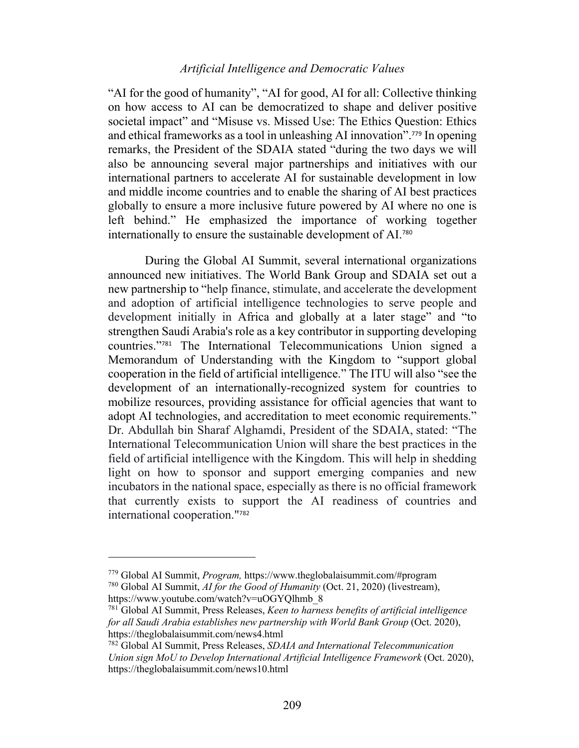"AI for the good of humanity", "AI for good, AI for all: Collective thinking on how access to AI can be democratized to shape and deliver positive societal impact" and "Misuse vs. Missed Use: The Ethics Question: Ethics and ethical frameworks as a tool in unleashing AI innovation".[779] In opening remarks, the President of the SDAIA stated "during the two days we will also be announcing several major partnerships and initiatives with our international partners to accelerate AI for sustainable development in low and middle income countries and to enable the sharing of AI best practices globally to ensure a more inclusive future powered by AI where no one is left behind." He emphasized the importance of working together internationally to ensure the sustainable development of AI.[780]

During the Global AI Summit, several international organizations announced new initiatives. The World Bank Group and SDAIA set out a new partnership to "help finance, stimulate, and accelerate the development and adoption of artificial intelligence technologies to serve people and development initially in Africa and globally at a later stage" and "to strengthen Saudi Arabia's role as a key contributor in supporting developing countries."[781] The International Telecommunications Union signed a Memorandum of Understanding with the Kingdom to "support global cooperation in the field of artificial intelligence." The ITU will also "see the development of an internationally-recognized system for countries to mobilize resources, providing assistance for official agencies that want to adopt AI technologies, and accreditation to meet economic requirements." Dr. Abdullah bin Sharaf Alghamdi, President of the SDAIA, stated: "The International Telecommunication Union will share the best practices in the field of artificial intelligence with the Kingdom. This will help in shedding light on how to sponsor and support emerging companies and new incubators in the national space, especially as there is no official framework that currently exists to support the AI readiness of countries and international cooperation."[782]

---

[779] Global AI Summit, *Program,* https://www.theglobalaisummit.com/#program

[780] Global AI Summit, *AI for the Good of Humanity* (Oct. 21, 2020) (livestream), https://www.youtube.com/watch?v=uOGYQlhmb_8

[781] Global AI Summit, Press Releases, *Keen to harness benefits of artificial intelligence for all Saudi Arabia establishes new partnership with World Bank Group* (Oct. 2020), https://theglobalaisummit.com/news4.html

[782] Global AI Summit, Press Releases, *SDAIA and International Telecommunication Union sign MoU to Develop International Artificial Intelligence Framework* (Oct. 2020), https://theglobalaisummit.com/news10.html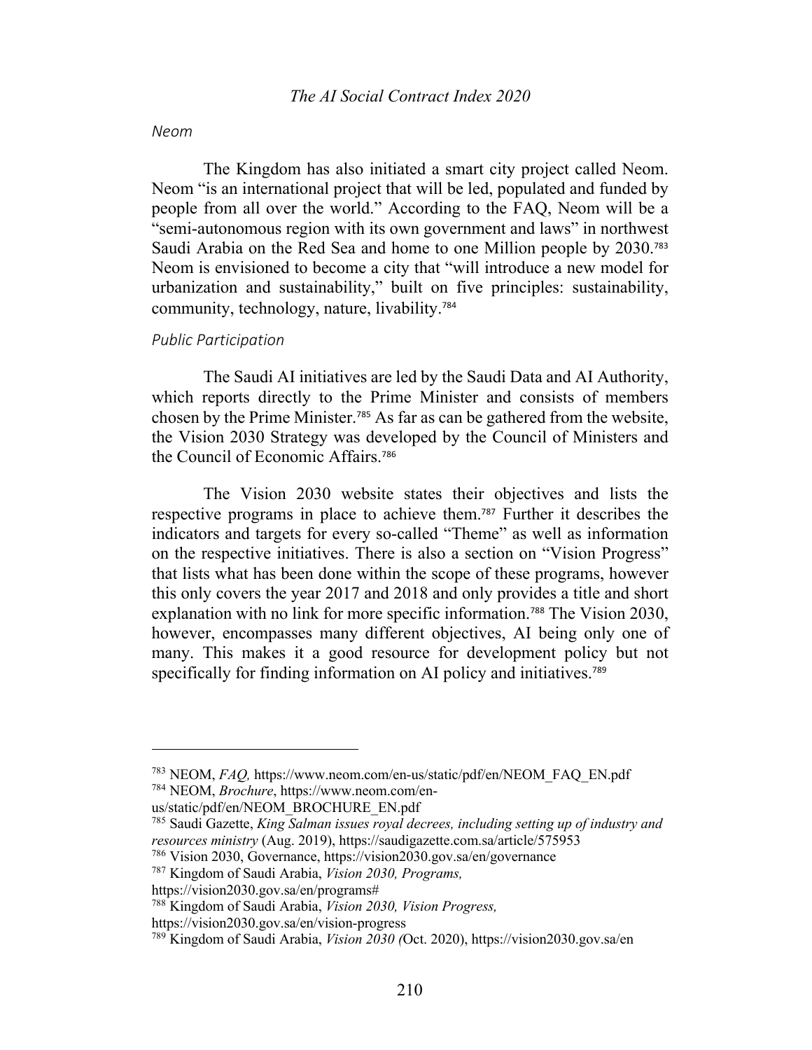*Neom*

The Kingdom has also initiated a smart city project called Neom. Neom "is an international project that will be led, populated and funded by people from all over the world." According to the FAQ, Neom will be a "semi-autonomous region with its own government and laws" in northwest Saudi Arabia on the Red Sea and home to one Million people by 2030.[783] Neom is envisioned to become a city that "will introduce a new model for urbanization and sustainability," built on five principles: sustainability, community, technology, nature, livability.[784]

*Public Participation*

The Saudi AI initiatives are led by the Saudi Data and AI Authority, which reports directly to the Prime Minister and consists of members chosen by the Prime Minister.[785] As far as can be gathered from the website, the Vision 2030 Strategy was developed by the Council of Ministers and the Council of Economic Affairs.[786]

The Vision 2030 website states their objectives and lists the respective programs in place to achieve them.[787] Further it describes the indicators and targets for every so-called "Theme" as well as information on the respective initiatives. There is also a section on "Vision Progress" that lists what has been done within the scope of these programs, however this only covers the year 2017 and 2018 and only provides a title and short explanation with no link for more specific information.[788] The Vision 2030, however, encompasses many different objectives, AI being only one of many. This makes it a good resource for development policy but not specifically for finding information on AI policy and initiatives.[789]

---

[783] NEOM, *FAQ,* https://www.neom.com/en-us/static/pdf/en/NEOM_FAQ_EN.pdf
[784] NEOM, *Brochure*, https://www.neom.com/en-us/static/pdf/en/NEOM_BROCHURE_EN.pdf
[785] Saudi Gazette, *King Salman issues royal decrees, including setting up of industry and resources ministry* (Aug. 2019), https://saudigazette.com.sa/article/575953
[786] Vision 2030, Governance, https://vision2030.gov.sa/en/governance
[787] Kingdom of Saudi Arabia, *Vision 2030, Programs,* https://vision2030.gov.sa/en/programs#
[788] Kingdom of Saudi Arabia, *Vision 2030, Vision Progress,* https://vision2030.gov.sa/en/vision-progress
[789] Kingdom of Saudi Arabia, *Vision 2030 (*Oct. 2020), https://vision2030.gov.sa/en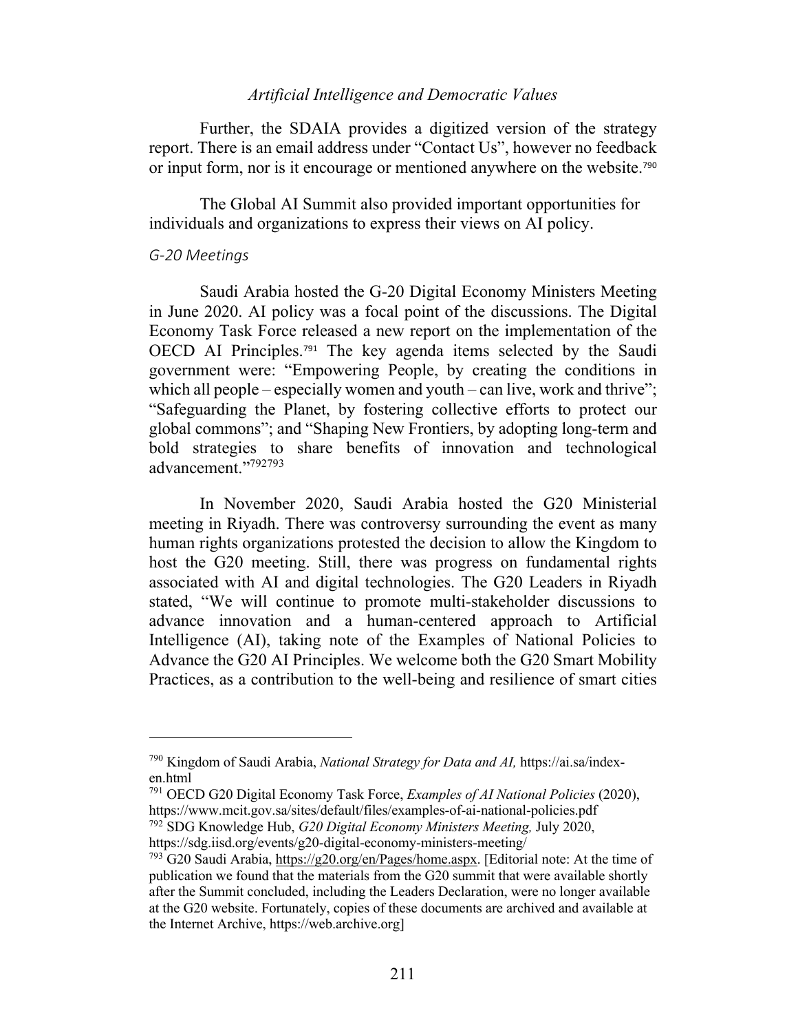Further, the SDAIA provides a digitized version of the strategy report. There is an email address under "Contact Us", however no feedback or input form, nor is it encourage or mentioned anywhere on the website.[790]

The Global AI Summit also provided important opportunities for individuals and organizations to express their views on AI policy.

### *G-20 Meetings*

Saudi Arabia hosted the G-20 Digital Economy Ministers Meeting in June 2020. AI policy was a focal point of the discussions. The Digital Economy Task Force released a new report on the implementation of the OECD AI Principles.[791] The key agenda items selected by the Saudi government were: "Empowering People, by creating the conditions in which all people – especially women and youth – can live, work and thrive"; "Safeguarding the Planet, by fostering collective efforts to protect our global commons"; and "Shaping New Frontiers, by adopting long-term and bold strategies to share benefits of innovation and technological advancement."[792][793]

In November 2020, Saudi Arabia hosted the G20 Ministerial meeting in Riyadh. There was controversy surrounding the event as many human rights organizations protested the decision to allow the Kingdom to host the G20 meeting. Still, there was progress on fundamental rights associated with AI and digital technologies. The G20 Leaders in Riyadh stated, "We will continue to promote multi-stakeholder discussions to advance innovation and a human-centered approach to Artificial Intelligence (AI), taking note of the Examples of National Policies to Advance the G20 AI Principles. We welcome both the G20 Smart Mobility Practices, as a contribution to the well-being and resilience of smart cities

---

[790] Kingdom of Saudi Arabia, *National Strategy for Data and AI,* https://ai.sa/index-en.html

[791] OECD G20 Digital Economy Task Force, *Examples of AI National Policies* (2020), https://www.mcit.gov.sa/sites/default/files/examples-of-ai-national-policies.pdf

[792] SDG Knowledge Hub, *G20 Digital Economy Ministers Meeting,* July 2020, https://sdg.iisd.org/events/g20-digital-economy-ministers-meeting/

[793] G20 Saudi Arabia, https://g20.org/en/Pages/home.aspx. [Editorial note: At the time of publication we found that the materials from the G20 summit that were available shortly after the Summit concluded, including the Leaders Declaration, were no longer available at the G20 website. Fortunately, copies of these documents are archived and available at the Internet Archive, https://web.archive.org]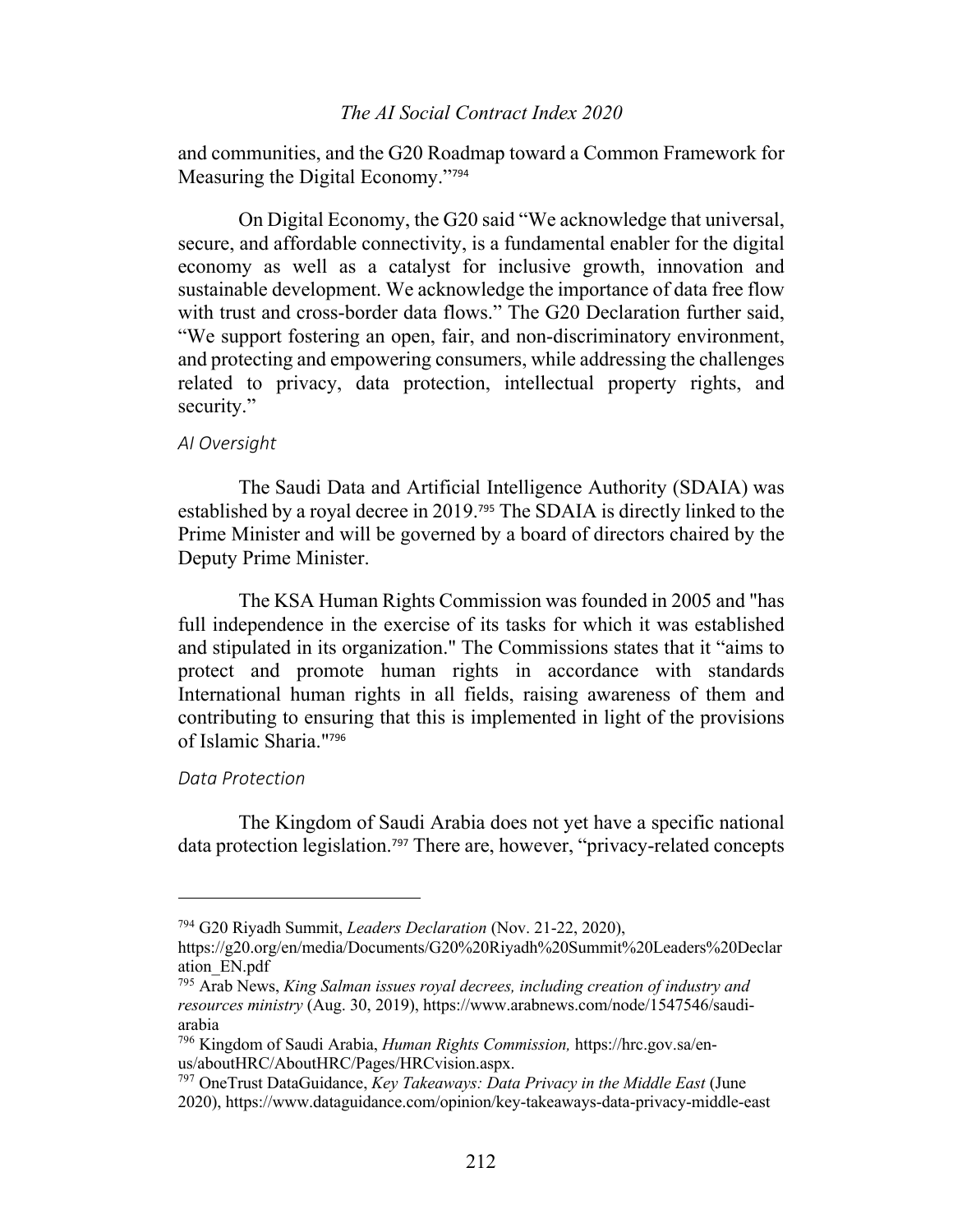and communities, and the G20 Roadmap toward a Common Framework for Measuring the Digital Economy."[794]

On Digital Economy, the G20 said "We acknowledge that universal, secure, and affordable connectivity, is a fundamental enabler for the digital economy as well as a catalyst for inclusive growth, innovation and sustainable development. We acknowledge the importance of data free flow with trust and cross-border data flows." The G20 Declaration further said, "We support fostering an open, fair, and non-discriminatory environment, and protecting and empowering consumers, while addressing the challenges related to privacy, data protection, intellectual property rights, and security."

### *AI Oversight*

The Saudi Data and Artificial Intelligence Authority (SDAIA) was established by a royal decree in 2019.[795] The SDAIA is directly linked to the Prime Minister and will be governed by a board of directors chaired by the Deputy Prime Minister.

The KSA Human Rights Commission was founded in 2005 and "has full independence in the exercise of its tasks for which it was established and stipulated in its organization." The Commissions states that it "aims to protect and promote human rights in accordance with standards International human rights in all fields, raising awareness of them and contributing to ensuring that this is implemented in light of the provisions of Islamic Sharia."[796]

### *Data Protection*

The Kingdom of Saudi Arabia does not yet have a specific national data protection legislation.[797] There are, however, "privacy-related concepts

---

[794] G20 Riyadh Summit, *Leaders Declaration* (Nov. 21-22, 2020), https://g20.org/en/media/Documents/G20%20Riyadh%20Summit%20Leaders%20Declaration_EN.pdf

[795] Arab News, *King Salman issues royal decrees, including creation of industry and resources ministry* (Aug. 30, 2019), https://www.arabnews.com/node/1547546/saudi-arabia

[796] Kingdom of Saudi Arabia, *Human Rights Commission,* https://hrc.gov.sa/en-us/aboutHRC/AboutHRC/Pages/HRCvision.aspx.

[797] OneTrust DataGuidance, *Key Takeaways: Data Privacy in the Middle East* (June 2020), https://www.dataguidance.com/opinion/key-takeaways-data-privacy-middle-east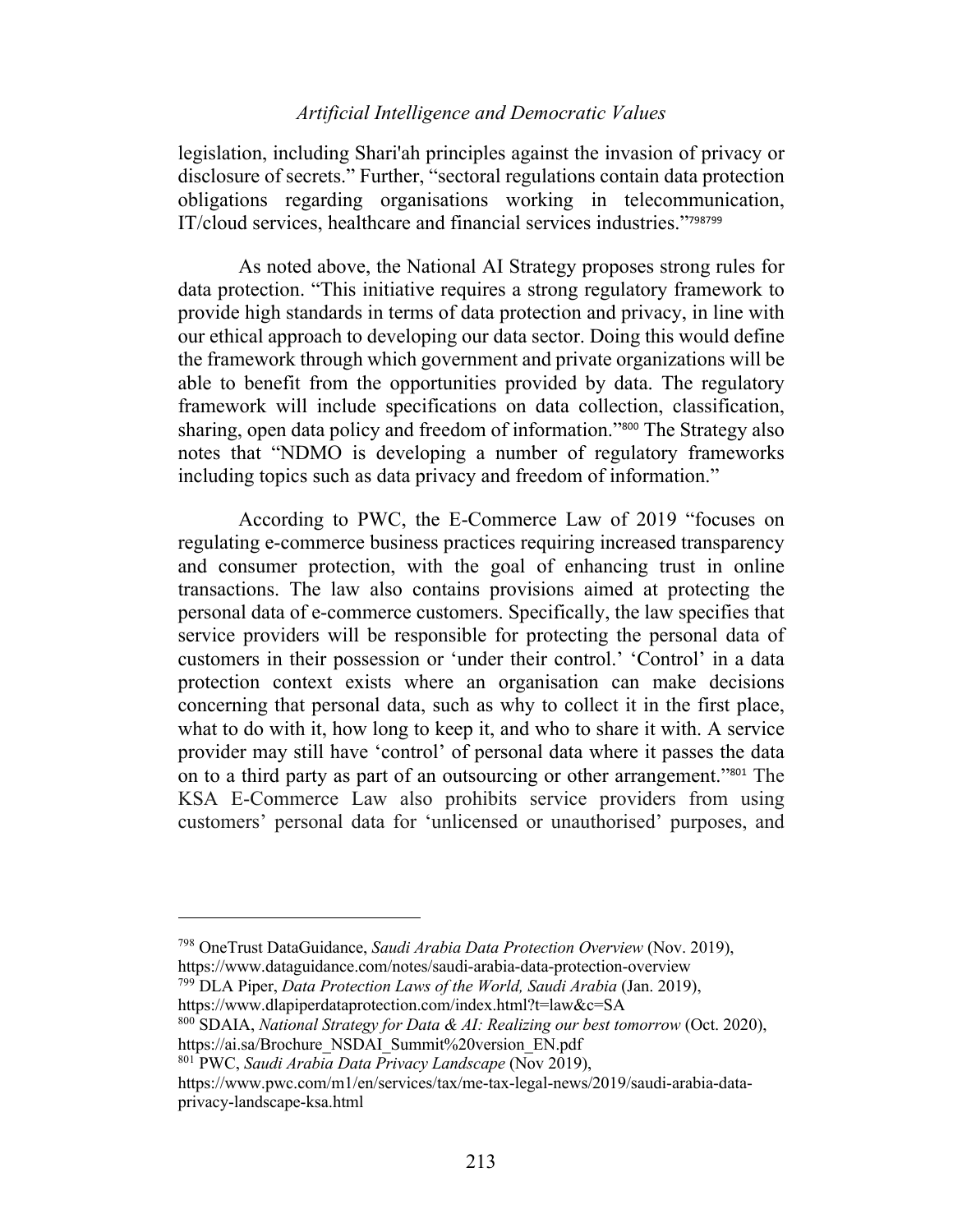legislation, including Shari'ah principles against the invasion of privacy or disclosure of secrets." Further, "sectoral regulations contain data protection obligations regarding organisations working in telecommunication, IT/cloud services, healthcare and financial services industries."[798][799]

As noted above, the National AI Strategy proposes strong rules for data protection. "This initiative requires a strong regulatory framework to provide high standards in terms of data protection and privacy, in line with our ethical approach to developing our data sector. Doing this would define the framework through which government and private organizations will be able to benefit from the opportunities provided by data. The regulatory framework will include specifications on data collection, classification, sharing, open data policy and freedom of information."[800] The Strategy also notes that "NDMO is developing a number of regulatory frameworks including topics such as data privacy and freedom of information."

According to PWC, the E-Commerce Law of 2019 "focuses on regulating e-commerce business practices requiring increased transparency and consumer protection, with the goal of enhancing trust in online transactions. The law also contains provisions aimed at protecting the personal data of e-commerce customers. Specifically, the law specifies that service providers will be responsible for protecting the personal data of customers in their possession or 'under their control.' 'Control' in a data protection context exists where an organisation can make decisions concerning that personal data, such as why to collect it in the first place, what to do with it, how long to keep it, and who to share it with. A service provider may still have 'control' of personal data where it passes the data on to a third party as part of an outsourcing or other arrangement."[801] The KSA E-Commerce Law also prohibits service providers from using customers' personal data for 'unlicensed or unauthorised' purposes, and

---

[798] OneTrust DataGuidance, *Saudi Arabia Data Protection Overview* (Nov. 2019), https://www.dataguidance.com/notes/saudi-arabia-data-protection-overview

[799] DLA Piper, *Data Protection Laws of the World, Saudi Arabia* (Jan. 2019), https://www.dlapiperdataprotection.com/index.html?t=law&c=SA

[800] SDAIA, *National Strategy for Data & AI: Realizing our best tomorrow* (Oct. 2020), https://ai.sa/Brochure_NSDAI_Summit%20version_EN.pdf

[801] PWC, *Saudi Arabia Data Privacy Landscape* (Nov 2019), https://pwc.com/m1/en/services/tax/me-tax-legal-news/2019/saudi-arabia-data-privacy-landscape-ksa.html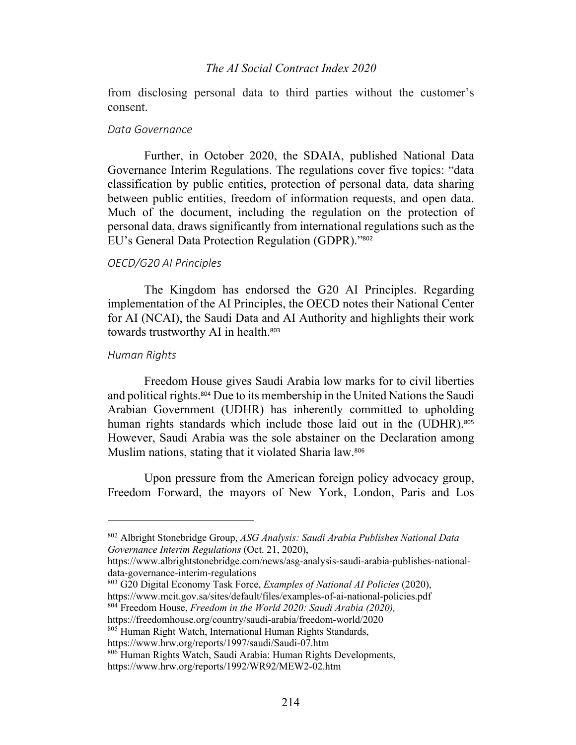from disclosing personal data to third parties without the customer's consent.

*Data Governance*

Further, in October 2020, the SDAIA, published National Data Governance Interim Regulations. The regulations cover five topics: "data classification by public entities, protection of personal data, data sharing between public entities, freedom of information requests, and open data. Much of the document, including the regulation on the protection of personal data, draws significantly from international regulations such as the EU's General Data Protection Regulation (GDPR)."[802]

*OECD/G20 AI Principles*

The Kingdom has endorsed the G20 AI Principles. Regarding implementation of the AI Principles, the OECD notes their National Center for AI (NCAI), the Saudi Data and AI Authority and highlights their work towards trustworthy AI in health.[803]

*Human Rights*

Freedom House gives Saudi Arabia low marks for to civil liberties and political rights.[804] Due to its membership in the United Nations the Saudi Arabian Government (UDHR) has inherently committed to upholding human rights standards which include those laid out in the (UDHR).[805] However, Saudi Arabia was the sole abstainer on the Declaration among Muslim nations, stating that it violated Sharia law.[806]

Upon pressure from the American foreign policy advocacy group, Freedom Forward, the mayors of New York, London, Paris and Los

---

[802] Albright Stonebridge Group, *ASG Analysis: Saudi Arabia Publishes National Data Governance Interim Regulations* (Oct. 21, 2020), https://www.albrightstonebridge.com/news/asg-analysis-saudi-arabia-publishes-national-data-governance-interim-regulations

[803] G20 Digital Economy Task Force, *Examples of National AI Policies* (2020), https://www.mcit.gov.sa/sites/default/files/examples-of-ai-national-policies.pdf

[804] Freedom House, *Freedom in the World 2020: Saudi Arabia (2020),* https://freedomhouse.org/country/saudi-arabia/freedom-world/2020

[805] Human Right Watch, International Human Rights Standards, https://www.hrw.org/reports/1997/saudi/Saudi-07.htm

[806] Human Rights Watch, Saudi Arabia: Human Rights Developments, https://www.hrw.org/reports/1992/WR92/MEW2-02.htm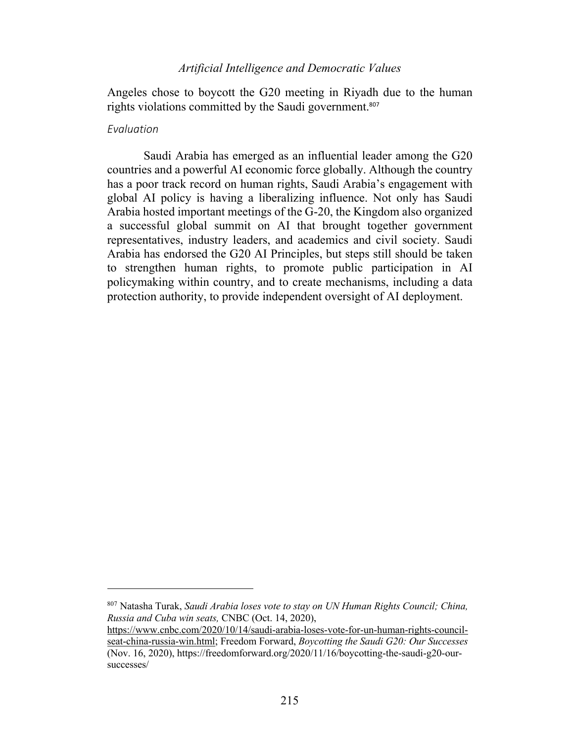Angeles chose to boycott the G20 meeting in Riyadh due to the human rights violations committed by the Saudi government.[807]

*Evaluation*

Saudi Arabia has emerged as an influential leader among the G20 countries and a powerful AI economic force globally. Although the country has a poor track record on human rights, Saudi Arabia's engagement with global AI policy is having a liberalizing influence. Not only has Saudi Arabia hosted important meetings of the G-20, the Kingdom also organized a successful global summit on AI that brought together government representatives, industry leaders, and academics and civil society. Saudi Arabia has endorsed the G20 AI Principles, but steps still should be taken to strengthen human rights, to promote public participation in AI policymaking within country, and to create mechanisms, including a data protection authority, to provide independent oversight of AI deployment.

---

[807] Natasha Turak, *Saudi Arabia loses vote to stay on UN Human Rights Council; China, Russia and Cuba win seats,* CNBC (Oct. 14, 2020), https://www.cnbc.com/2020/10/14/saudi-arabia-loses-vote-for-un-human-rights-council-seat-china-russia-win.html; Freedom Forward, *Boycotting the Saudi G20: Our Successes* (Nov. 16, 2020), https://freedomforward.org/2020/11/16/boycotting-the-saudi-g20-our-successes/